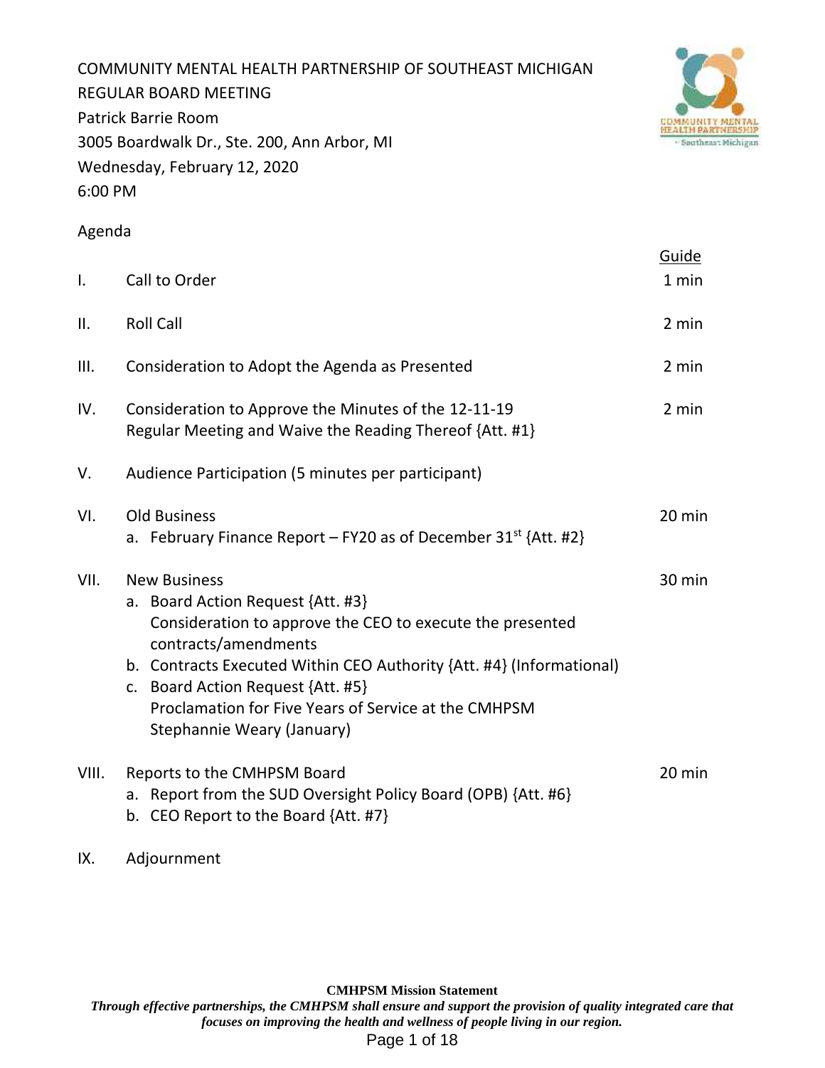COMMUNITY MENTAL HEALTH PARTNERSHIP OF SOUTHEAST MICHIGAN
REGULAR BOARD MEETING
Patrick Barrie Room
3005 Boardwalk Dr., Ste. 200, Ann Arbor, MI
Wednesday, February 12, 2020
6:00 PM

Agenda

| | | Guide |
|---|---|---|
| I. | Call to Order | 1 min |
| II. | Roll Call | 2 min |
| III. | Consideration to Adopt the Agenda as Presented | 2 min |
| IV. | Consideration to Approve the Minutes of the 12-11-19 Regular Meeting and Waive the Reading Thereof {Att. #1} | 2 min |
| V. | Audience Participation (5 minutes per participant) | |
| VI. | Old Business<br>a. February Finance Report – FY20 as of December 31st {Att. #2} | 20 min |
| VII. | New Business<br>a. Board Action Request {Att. #3}<br>Consideration to approve the CEO to execute the presented contracts/amendments<br>b. Contracts Executed Within CEO Authority {Att. #4} (Informational)<br>c. Board Action Request {Att. #5}<br>Proclamation for Five Years of Service at the CMHPSM<br>Stephannie Weary (January) | 30 min |
| VIII. | Reports to the CMHPSM Board<br>a. Report from the SUD Oversight Policy Board (OPB) {Att. #6}<br>b. CEO Report to the Board {Att. #7} | 20 min |
| IX. | Adjournment | |

**CMHPSM Mission Statement**

***Through effective partnerships, the CMHPSM shall ensure and support the provision of quality integrated care that focuses on improving the health and wellness of people living in our region.***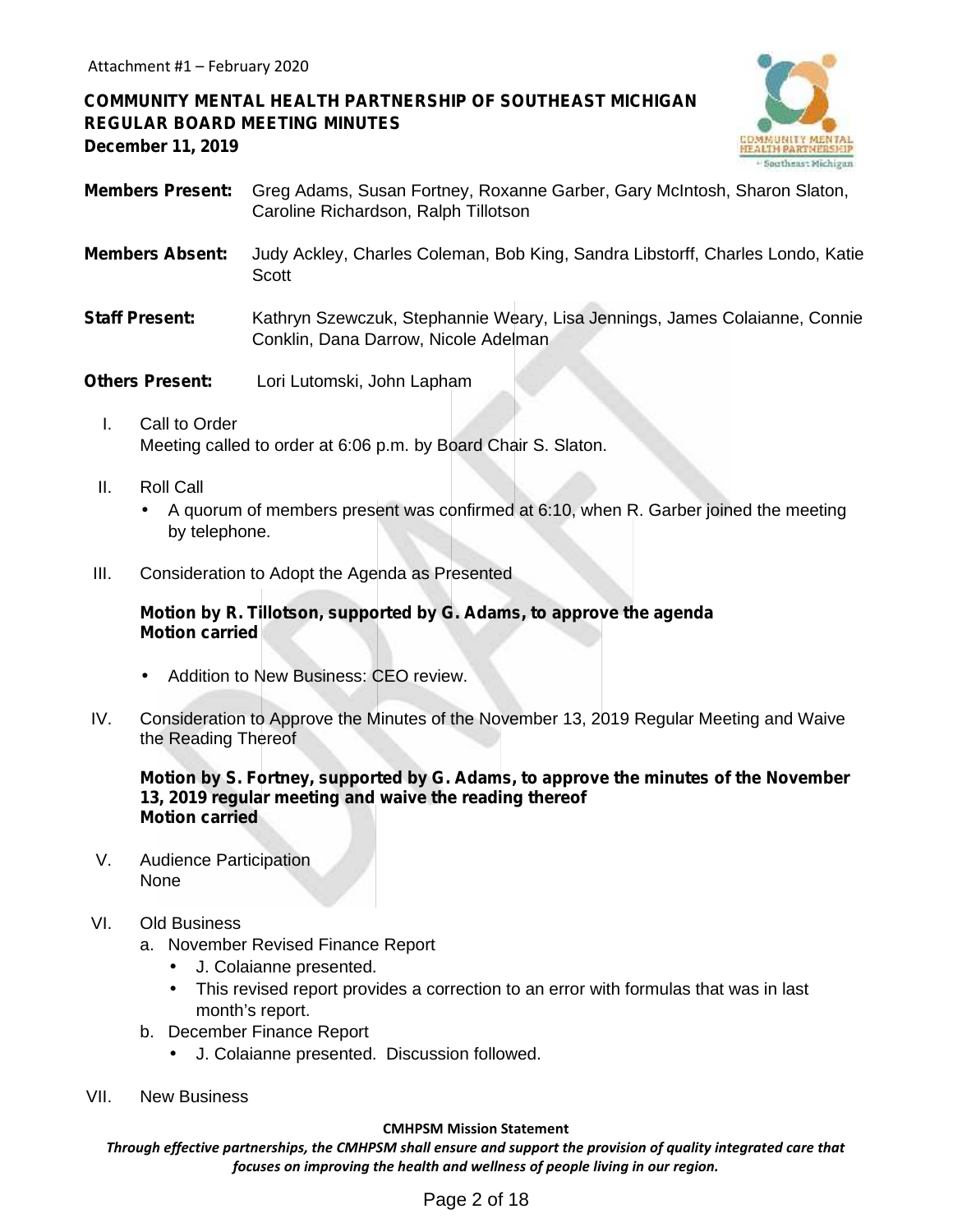Attachment #1 – February 2020

**COMMUNITY MENTAL HEALTH PARTNERSHIP OF SOUTHEAST MICHIGAN**
**REGULAR BOARD MEETING MINUTES**
**December 11, 2019**

**Members Present:** Greg Adams, Susan Fortney, Roxanne Garber, Gary McIntosh, Sharon Slaton, Caroline Richardson, Ralph Tillotson

**Members Absent:** Judy Ackley, Charles Coleman, Bob King, Sandra Libstorff, Charles Londo, Katie Scott

**Staff Present:** Kathryn Szewczuk, Stephannie Weary, Lisa Jennings, James Colaianne, Connie Conklin, Dana Darrow, Nicole Adelman

**Others Present:** Lori Lutomski, John Lapham

I. Call to Order
Meeting called to order at 6:06 p.m. by Board Chair S. Slaton.

II. Roll Call
- A quorum of members present was confirmed at 6:10, when R. Garber joined the meeting by telephone.

III. Consideration to Adopt the Agenda as Presented

**Motion by R. Tillotson, supported by G. Adams, to approve the agenda**
**Motion carried**

- Addition to New Business: CEO review.

IV. Consideration to Approve the Minutes of the November 13, 2019 Regular Meeting and Waive the Reading Thereof

**Motion by S. Fortney, supported by G. Adams, to approve the minutes of the November 13, 2019 regular meeting and waive the reading thereof**
**Motion carried**

V. Audience Participation
None

VI. Old Business
a. November Revised Finance Report
   - J. Colaianne presented.
   - This revised report provides a correction to an error with formulas that was in last month's report.
b. December Finance Report
   - J. Colaianne presented. Discussion followed.

VII. New Business

**CMHPSM Mission Statement**
***Through effective partnerships, the CMHPSM shall ensure and support the provision of quality integrated care that focuses on improving the health and wellness of people living in our region.***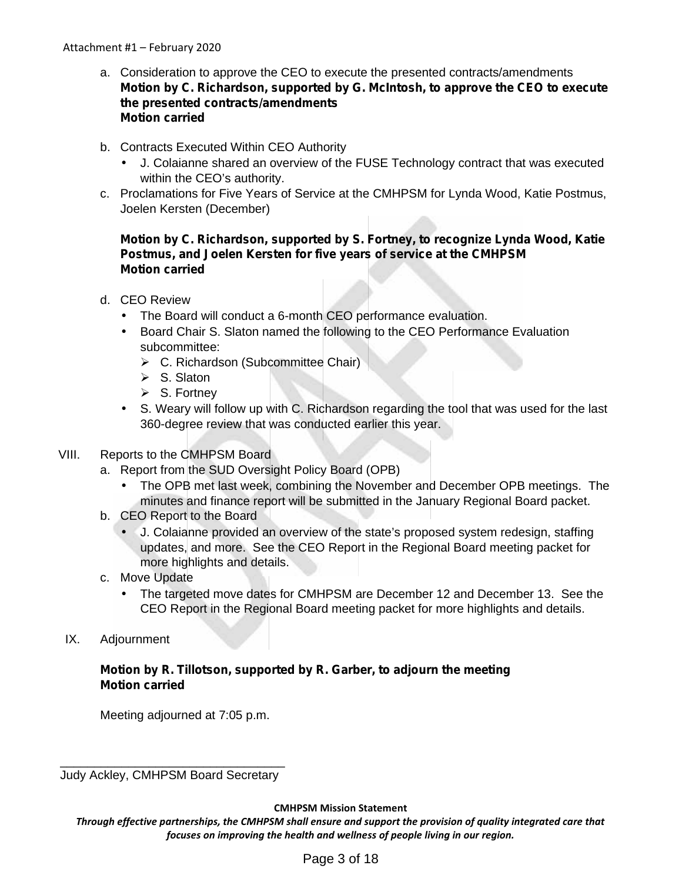Attachment #1 – February 2020

a. Consideration to approve the CEO to execute the presented contracts/amendments
   **Motion by C. Richardson, supported by G. McIntosh, to approve the CEO to execute the presented contracts/amendments**
   **Motion carried**

b. Contracts Executed Within CEO Authority
   - J. Colaianne shared an overview of the FUSE Technology contract that was executed within the CEO's authority.

c. Proclamations for Five Years of Service at the CMHPSM for Lynda Wood, Katie Postmus, Joelen Kersten (December)

   **Motion by C. Richardson, supported by S. Fortney, to recognize Lynda Wood, Katie Postmus, and Joelen Kersten for five years of service at the CMHPSM**
   **Motion carried**

d. CEO Review
   - The Board will conduct a 6-month CEO performance evaluation.
   - Board Chair S. Slaton named the following to the CEO Performance Evaluation subcommittee:
     - C. Richardson (Subcommittee Chair)
     - S. Slaton
     - S. Fortney
   - S. Weary will follow up with C. Richardson regarding the tool that was used for the last 360-degree review that was conducted earlier this year.

VIII. Reports to the CMHPSM Board

a. Report from the SUD Oversight Policy Board (OPB)
   - The OPB met last week, combining the November and December OPB meetings. The minutes and finance report will be submitted in the January Regional Board packet.

b. CEO Report to the Board
   - J. Colaianne provided an overview of the state's proposed system redesign, staffing updates, and more. See the CEO Report in the Regional Board meeting packet for more highlights and details.

c. Move Update
   - The targeted move dates for CMHPSM are December 12 and December 13. See the CEO Report in the Regional Board meeting packet for more highlights and details.

IX. Adjournment

**Motion by R. Tillotson, supported by R. Garber, to adjourn the meeting**
**Motion carried**

Meeting adjourned at 7:05 p.m.

\_\_\_\_\_\_\_\_\_\_\_\_\_\_\_\_\_\_\_\_\_\_\_\_\_\_\_\_\_\_\_\_

Judy Ackley, CMHPSM Board Secretary

**CMHPSM Mission Statement**

***Through effective partnerships, the CMHPSM shall ensure and support the provision of quality integrated care that focuses on improving the health and wellness of people living in our region.***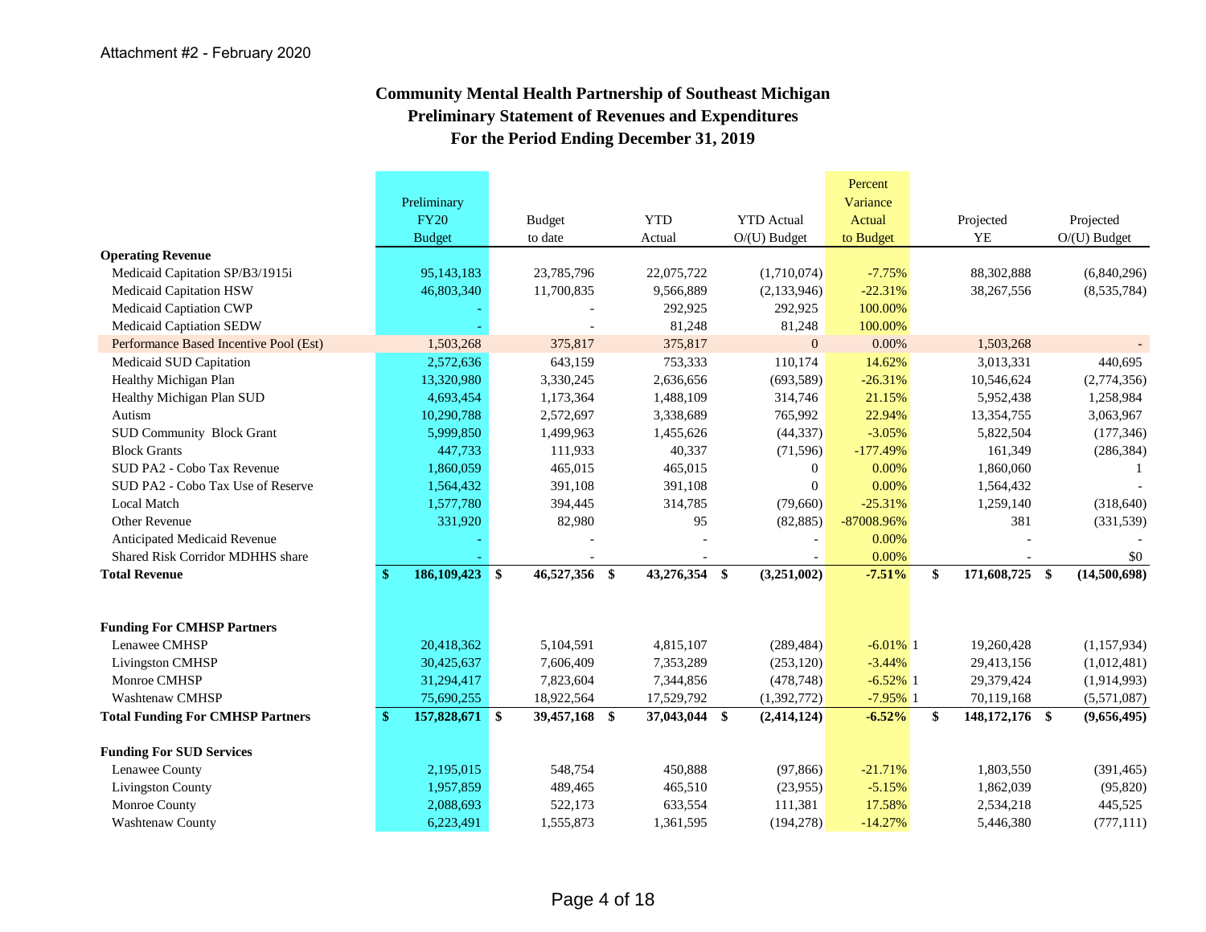Attachment #2 - February 2020

## Community Mental Health Partnership of Southeast Michigan
## Preliminary Statement of Revenues and Expenditures
## For the Period Ending December 31, 2019

| | Preliminary FY20 Budget | Budget to date | YTD Actual | YTD Actual O/(U) Budget | Percent Variance Actual to Budget | | Projected YE | Projected O/(U) Budget |
|---|---|---|---|---|---|---|---|---|
| **Operating Revenue** | | | | | | | | |
| Medicaid Capitation SP/B3/1915i | 95,143,183 | 23,785,796 | 22,075,722 | (1,710,074) | -7.75% | | 88,302,888 | (6,840,296) |
| Medicaid Capitation HSW | 46,803,340 | 11,700,835 | 9,566,889 | (2,133,946) | -22.31% | | 38,267,556 | (8,535,784) |
| Medicaid Captiation CWP | - | - | 292,925 | 292,925 | 100.00% | | | |
| Medicaid Captiation SEDW | - | - | 81,248 | 81,248 | 100.00% | | | |
| Performance Based Incentive Pool (Est) | 1,503,268 | 375,817 | 375,817 | 0 | 0.00% | | 1,503,268 | - |
| Medicaid SUD Capitation | 2,572,636 | 643,159 | 753,333 | 110,174 | 14.62% | | 3,013,331 | 440,695 |
| Healthy Michigan Plan | 13,320,980 | 3,330,245 | 2,636,656 | (693,589) | -26.31% | | 10,546,624 | (2,774,356) |
| Healthy Michigan Plan SUD | 4,693,454 | 1,173,364 | 1,488,109 | 314,746 | 21.15% | | 5,952,438 | 1,258,984 |
| Autism | 10,290,788 | 2,572,697 | 3,338,689 | 765,992 | 22.94% | | 13,354,755 | 3,063,967 |
| SUD Community Block Grant | 5,999,850 | 1,499,963 | 1,455,626 | (44,337) | -3.05% | | 5,822,504 | (177,346) |
| Block Grants | 447,733 | 111,933 | 40,337 | (71,596) | -177.49% | | 161,349 | (286,384) |
| SUD PA2 - Cobo Tax Revenue | 1,860,059 | 465,015 | 465,015 | 0 | 0.00% | | 1,860,060 | 1 |
| SUD PA2 - Cobo Tax Use of Reserve | 1,564,432 | 391,108 | 391,108 | 0 | 0.00% | | 1,564,432 | - |
| Local Match | 1,577,780 | 394,445 | 314,785 | (79,660) | -25.31% | | 1,259,140 | (318,640) |
| Other Revenue | 331,920 | 82,980 | 95 | (82,885) | -87008.96% | | 381 | (331,539) |
| Anticipated Medicaid Revenue | - | - | - | - | 0.00% | | - | - |
| Shared Risk Corridor MDHHS share | - | - | - | - | 0.00% | | - | $0 |
| **Total Revenue** | **$ 186,109,423** | **$ 46,527,356** | **$ 43,276,354** | **$ (3,251,002)** | **-7.51%** | | **$ 171,608,725** | **$ (14,500,698)** |
| | | | | | | | | |
| **Funding For CMHSP Partners** | | | | | | | | |
| Lenawee CMHSP | 20,418,362 | 5,104,591 | 4,815,107 | (289,484) | -6.01% | 1 | 19,260,428 | (1,157,934) |
| Livingston CMHSP | 30,425,637 | 7,606,409 | 7,353,289 | (253,120) | -3.44% | | 29,413,156 | (1,012,481) |
| Monroe CMHSP | 31,294,417 | 7,823,604 | 7,344,856 | (478,748) | -6.52% | 1 | 29,379,424 | (1,914,993) |
| Washtenaw CMHSP | 75,690,255 | 18,922,564 | 17,529,792 | (1,392,772) | -7.95% | 1 | 70,119,168 | (5,571,087) |
| **Total Funding For CMHSP Partners** | **$ 157,828,671** | **$ 39,457,168** | **$ 37,043,044** | **$ (2,414,124)** | **-6.52%** | | **$ 148,172,176** | **$ (9,656,495)** |
| | | | | | | | | |
| **Funding For SUD Services** | | | | | | | | |
| Lenawee County | 2,195,015 | 548,754 | 450,888 | (97,866) | -21.71% | | 1,803,550 | (391,465) |
| Livingston County | 1,957,859 | 489,465 | 465,510 | (23,955) | -5.15% | | 1,862,039 | (95,820) |
| Monroe County | 2,088,693 | 522,173 | 633,554 | 111,381 | 17.58% | | 2,534,218 | 445,525 |
| Washtenaw County | 6,223,491 | 1,555,873 | 1,361,595 | (194,278) | -14.27% | | 5,446,380 | (777,111) |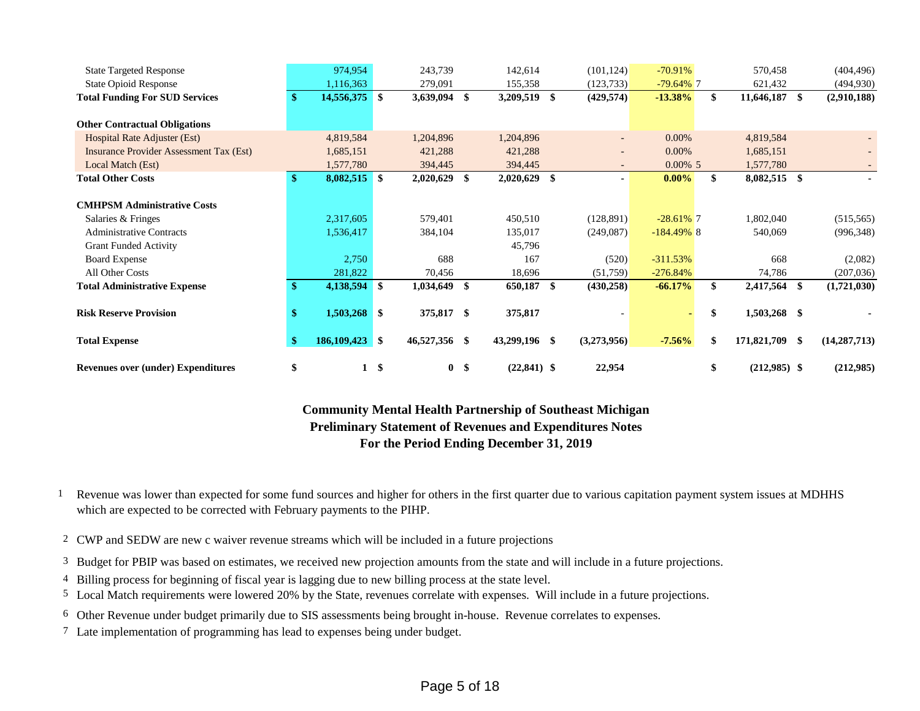| | | | | | | | |
|---|---|---|---|---|---|---|---|
| State Targeted Response | 974,954 | 243,739 | 142,614 | (101,124) | -70.91% | | 570,458 | (404,496) |
| State Opioid Response | 1,116,363 | 279,091 | 155,358 | (123,733) | -79.64% | 7 | 621,432 | (494,930) |
| **Total Funding For SUD Services** | **$ 14,556,375** | **$ 3,639,094** | **$ 3,209,519** | **$ (429,574)** | **-13.38%** | | **$ 11,646,187** | **$ (2,910,188)** |
| | | | | | | | | |
| **Other Contractual Obligations** | | | | | | | | |
| Hospital Rate Adjuster (Est) | 4,819,584 | 1,204,896 | 1,204,896 | - | 0.00% | | 4,819,584 | - |
| Insurance Provider Assessment Tax (Est) | 1,685,151 | 421,288 | 421,288 | - | 0.00% | | 1,685,151 | - |
| Local Match (Est) | 1,577,780 | 394,445 | 394,445 | - | 0.00% | 5 | 1,577,780 | - |
| **Total Other Costs** | **$ 8,082,515** | **$ 2,020,629** | **$ 2,020,629** | **$ -** | **0.00%** | | **$ 8,082,515** | **$ -** |
| | | | | | | | | |
| **CMHPSM Administrative Costs** | | | | | | | | |
| Salaries & Fringes | 2,317,605 | 579,401 | 450,510 | (128,891) | -28.61% | 7 | 1,802,040 | (515,565) |
| Administrative Contracts | 1,536,417 | 384,104 | 135,017 | (249,087) | -184.49% | 8 | 540,069 | (996,348) |
| Grant Funded Activity | | | 45,796 | | | | | |
| Board Expense | 2,750 | 688 | 167 | (520) | -311.53% | | 668 | (2,082) |
| All Other Costs | 281,822 | 70,456 | 18,696 | (51,759) | -276.84% | | 74,786 | (207,036) |
| **Total Administrative Expense** | **$ 4,138,594** | **$ 1,034,649** | **$ 650,187** | **$ (430,258)** | **-66.17%** | | **$ 2,417,564** | **$ (1,721,030)** |
| | | | | | | | | |
| **Risk Reserve Provision** | **$ 1,503,268** | **$ 375,817** | **$ 375,817** | - | - | | **$ 1,503,268** | **$ -** |
| | | | | | | | | |
| **Total Expense** | **$ 186,109,423** | **$ 46,527,356** | **$ 43,299,196** | **$ (3,273,956)** | **-7.56%** | | **$ 171,821,709** | **$ (14,287,713)** |
| | | | | | | | | |
| **Revenues over (under) Expenditures** | **$ 1** | **$ 0** | **$ (22,841)** | **$ 22,954** | | | **$ (212,985)** | **$ (212,985)** |

## Community Mental Health Partnership of Southeast Michigan
## Preliminary Statement of Revenues and Expenditures Notes
## For the Period Ending December 31, 2019

1. Revenue was lower than expected for some fund sources and higher for others in the first quarter due to various capitation payment system issues at MDHHS which are expected to be corrected with February payments to the PIHP.
2. CWP and SEDW are new c waiver revenue streams which will be included in a future projections
3. Budget for PBIP was based on estimates, we received new projection amounts from the state and will include in a future projections.
4. Billing process for beginning of fiscal year is lagging due to new billing process at the state level.
5. Local Match requirements were lowered 20% by the State, revenues correlate with expenses. Will include in a future projections.
6. Other Revenue under budget primarily due to SIS assessments being brought in-house. Revenue correlates to expenses.
7. Late implementation of programming has lead to expenses being under budget.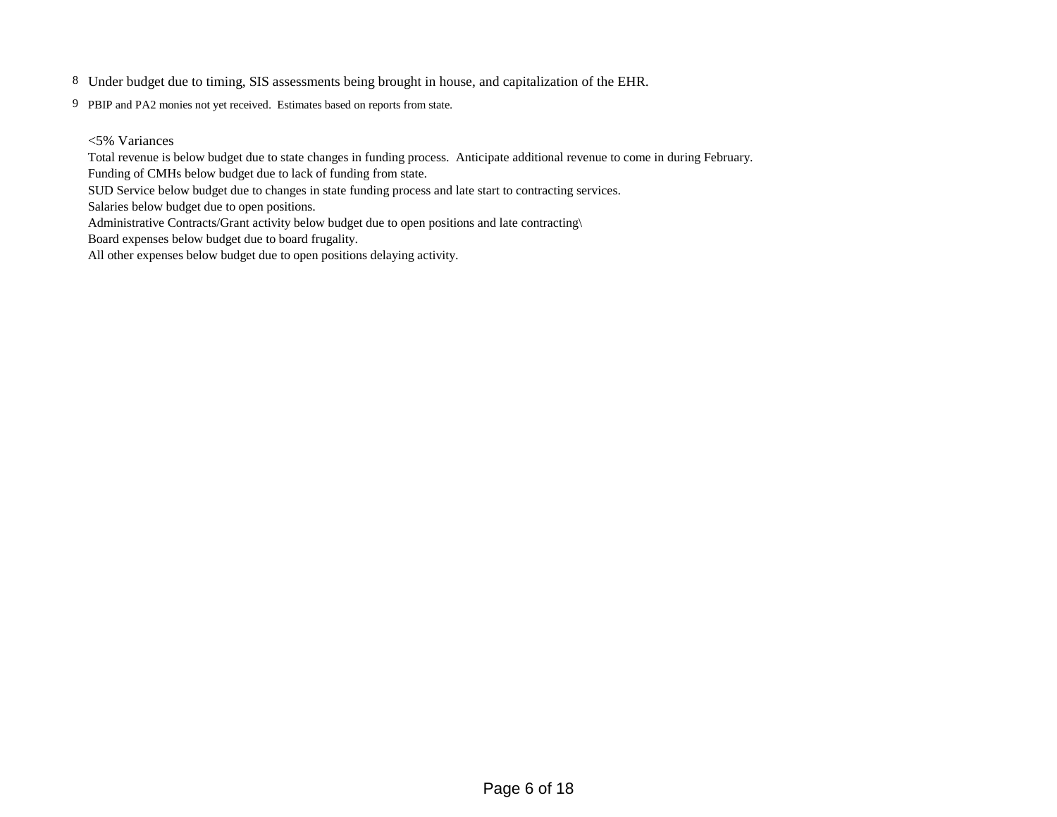8 Under budget due to timing, SIS assessments being brought in house, and capitalization of the EHR.

9 PBIP and PA2 monies not yet received. Estimates based on reports from state.

<5% Variances

Total revenue is below budget due to state changes in funding process. Anticipate additional revenue to come in during February.
Funding of CMHs below budget due to lack of funding from state.
SUD Service below budget due to changes in state funding process and late start to contracting services.
Salaries below budget due to open positions.
Administrative Contracts/Grant activity below budget due to open positions and late contracting\
Board expenses below budget due to board frugality.
All other expenses below budget due to open positions delaying activity.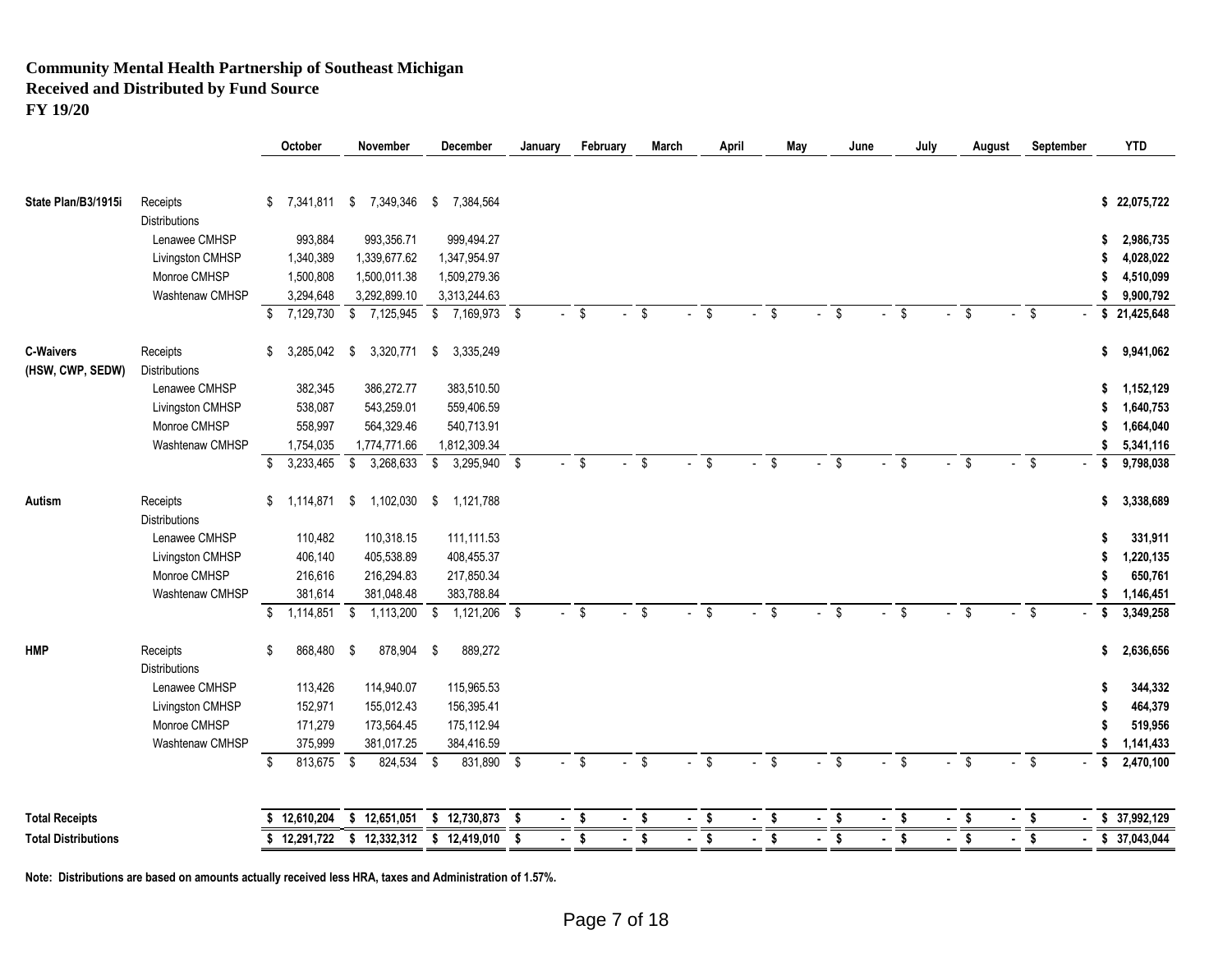**Community Mental Health Partnership of Southeast Michigan**
**Received and Distributed by Fund Source**
**FY 19/20**

| | | October | November | December | January | February | March | April | May | June | July | August | September | YTD |
|---|---|---|---|---|---|---|---|---|---|---|---|---|---|---|
| **State Plan/B3/1915i** | Receipts | $ 7,341,811 | $ 7,349,346 | $ 7,384,564 | | | | | | | | | | $ 22,075,722 |
| | Distributions | | | | | | | | | | | | | |
| | Lenawee CMHSP | 993,884 | 993,356.71 | 999,494.27 | | | | | | | | | | $ 2,986,735 |
| | Livingston CMHSP | 1,340,389 | 1,339,677.62 | 1,347,954.97 | | | | | | | | | | $ 4,028,022 |
| | Monroe CMHSP | 1,500,808 | 1,500,011.38 | 1,509,279.36 | | | | | | | | | | $ 4,510,099 |
| | Washtenaw CMHSP | 3,294,648 | 3,292,899.10 | 3,313,244.63 | | | | | | | | | | $ 9,900,792 |
| | | $ 7,129,730 | $ 7,125,945 | $ 7,169,973 | $ - | $ - | $ - | $ - | $ - | $ - | $ - | $ - | $ - | $ 21,425,648 |
| **C-Waivers (HSW, CWP, SEDW)** | Receipts | $ 3,285,042 | $ 3,320,771 | $ 3,335,249 | | | | | | | | | | $ 9,941,062 |
| | Distributions | | | | | | | | | | | | | |
| | Lenawee CMHSP | 382,345 | 386,272.77 | 383,510.50 | | | | | | | | | | $ 1,152,129 |
| | Livingston CMHSP | 538,087 | 543,259.01 | 559,406.59 | | | | | | | | | | $ 1,640,753 |
| | Monroe CMHSP | 558,997 | 564,329.46 | 540,713.91 | | | | | | | | | | $ 1,664,040 |
| | Washtenaw CMHSP | 1,754,035 | 1,774,771.66 | 1,812,309.34 | | | | | | | | | | $ 5,341,116 |
| | | $ 3,233,465 | $ 3,268,633 | $ 3,295,940 | $ - | $ - | $ - | $ - | $ - | $ - | $ - | $ - | $ - | $ 9,798,038 |
| **Autism** | Receipts | $ 1,114,871 | $ 1,102,030 | $ 1,121,788 | | | | | | | | | | $ 3,338,689 |
| | Distributions | | | | | | | | | | | | | |
| | Lenawee CMHSP | 110,482 | 110,318.15 | 111,111.53 | | | | | | | | | | $ 331,911 |
| | Livingston CMHSP | 406,140 | 405,538.89 | 408,455.37 | | | | | | | | | | $ 1,220,135 |
| | Monroe CMHSP | 216,616 | 216,294.83 | 217,850.34 | | | | | | | | | | $ 650,761 |
| | Washtenaw CMHSP | 381,614 | 381,048.48 | 383,788.84 | | | | | | | | | | $ 1,146,451 |
| | | $ 1,114,851 | $ 1,113,200 | $ 1,121,206 | $ - | $ - | $ - | $ - | $ - | $ - | $ - | $ - | $ - | $ 3,349,258 |
| **HMP** | Receipts | $ 868,480 | $ 878,904 | $ 889,272 | | | | | | | | | | $ 2,636,656 |
| | Distributions | | | | | | | | | | | | | |
| | Lenawee CMHSP | 113,426 | 114,940.07 | 115,965.53 | | | | | | | | | | $ 344,332 |
| | Livingston CMHSP | 152,971 | 155,012.43 | 156,395.41 | | | | | | | | | | $ 464,379 |
| | Monroe CMHSP | 171,279 | 173,564.45 | 175,112.94 | | | | | | | | | | $ 519,956 |
| | Washtenaw CMHSP | 375,999 | 381,017.25 | 384,416.59 | | | | | | | | | | $ 1,141,433 |
| | | $ 813,675 | $ 824,534 | $ 831,890 | $ - | $ - | $ - | $ - | $ - | $ - | $ - | $ - | $ - | $ 2,470,100 |
| **Total Receipts** | | $ 12,610,204 | $ 12,651,051 | $ 12,730,873 | $ - | $ - | $ - | $ - | $ - | $ - | $ - | $ - | $ - | $ 37,992,129 |
| **Total Distributions** | | $ 12,291,722 | $ 12,332,312 | $ 12,419,010 | $ - | $ - | $ - | $ - | $ - | $ - | $ - | $ - | $ - | $ 37,043,044 |

**Note: Distributions are based on amounts actually received less HRA, taxes and Administration of 1.57%.**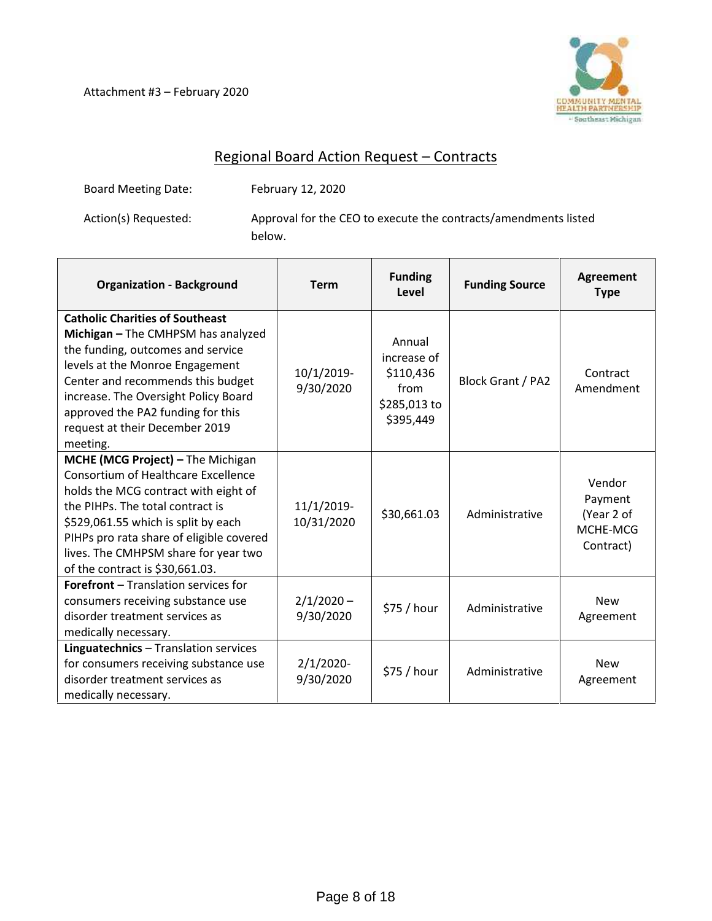Attachment #3 – February 2020

## Regional Board Action Request – Contracts

Board Meeting Date: February 12, 2020

Action(s) Requested: Approval for the CEO to execute the contracts/amendments listed below.

| Organization - Background | Term | Funding Level | Funding Source | Agreement Type |
|---|---|---|---|---|
| **Catholic Charities of Southeast Michigan –** The CMHPSM has analyzed the funding, outcomes and service levels at the Monroe Engagement Center and recommends this budget increase. The Oversight Policy Board approved the PA2 funding for this request at their December 2019 meeting. | 10/1/2019-9/30/2020 | Annual increase of $110,436 from $285,013 to $395,449 | Block Grant / PA2 | Contract Amendment |
| **MCHE (MCG Project) –** The Michigan Consortium of Healthcare Excellence holds the MCG contract with eight of the PIHPs. The total contract is $529,061.55 which is split by each PIHPs pro rata share of eligible covered lives. The CMHPSM share for year two of the contract is $30,661.03. | 11/1/2019-10/31/2020 | $30,661.03 | Administrative | Vendor Payment (Year 2 of MCHE-MCG Contract) |
| **Forefront** – Translation services for consumers receiving substance use disorder treatment services as medically necessary. | 2/1/2020 – 9/30/2020 | $75 / hour | Administrative | New Agreement |
| **Linguatechnics** – Translation services for consumers receiving substance use disorder treatment services as medically necessary. | 2/1/2020-9/30/2020 | $75 / hour | Administrative | New Agreement |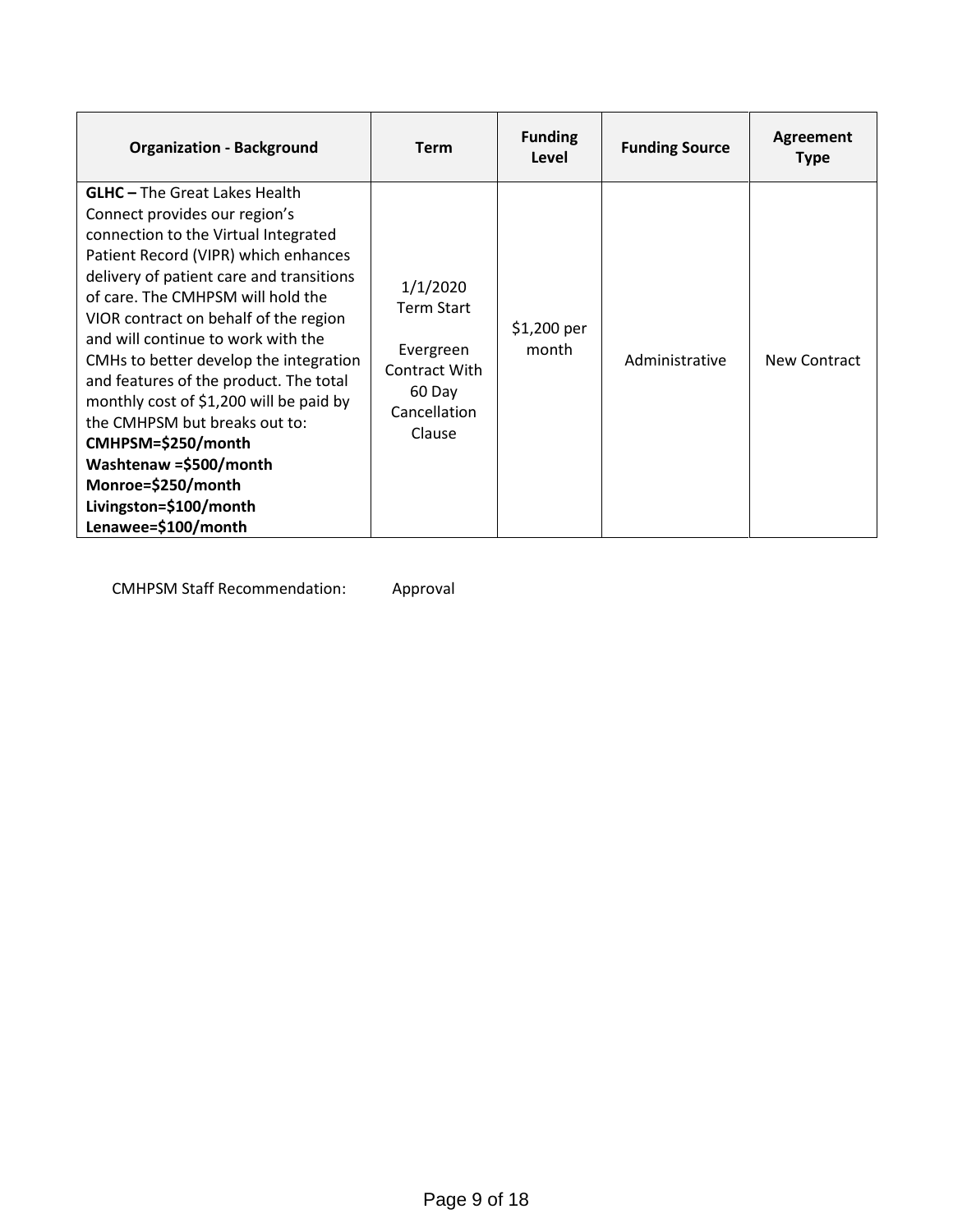| Organization - Background | Term | Funding Level | Funding Source | Agreement Type |
|---|---|---|---|---|
| **GLHC –** The Great Lakes Health Connect provides our region's connection to the Virtual Integrated Patient Record (VIPR) which enhances delivery of patient care and transitions of care. The CMHPSM will hold the VIOR contract on behalf of the region and will continue to work with the CMHs to better develop the integration and features of the product. The total monthly cost of $1,200 will be paid by the CMHPSM but breaks out to: **CMHPSM=$250/month** **Washtenaw =$500/month** **Monroe=$250/month** **Livingston=$100/month** **Lenawee=$100/month** | 1/1/2020 Term Start<br><br>Evergreen Contract With 60 Day Cancellation Clause | $1,200 per month | Administrative | New Contract |

CMHPSM Staff Recommendation: Approval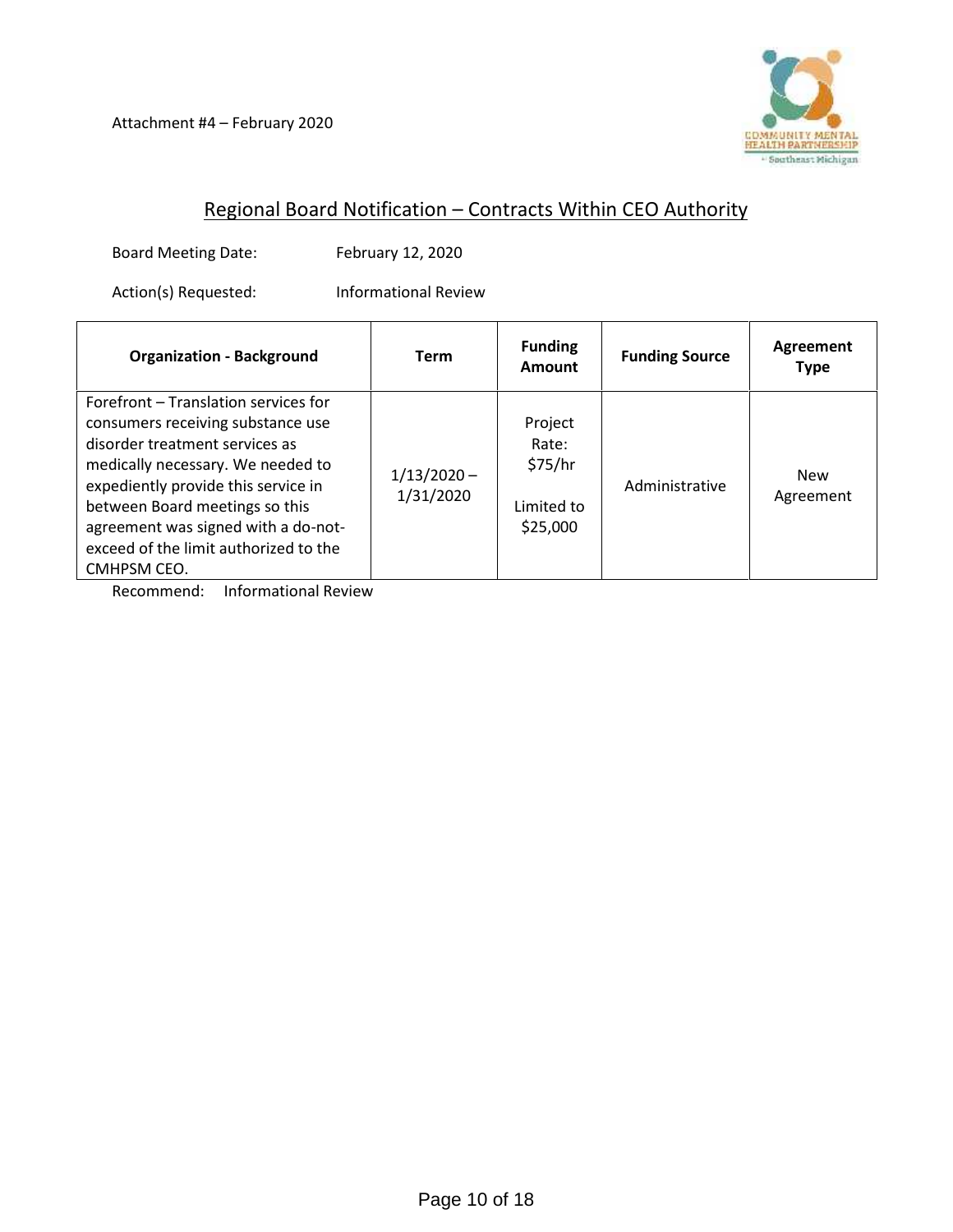Attachment #4 – February 2020

COMMUNITY MENTAL HEALTH PARTNERSHIP
Southeast Michigan

## Regional Board Notification – Contracts Within CEO Authority

Board Meeting Date: February 12, 2020

Action(s) Requested: Informational Review

| Organization - Background | Term | Funding Amount | Funding Source | Agreement Type |
|---|---|---|---|---|
| Forefront – Translation services for consumers receiving substance use disorder treatment services as medically necessary. We needed to expediently provide this service in between Board meetings so this agreement was signed with a do-not-exceed of the limit authorized to the CMHPSM CEO. | 1/13/2020 – 1/31/2020 | Project Rate: $75/hr<br><br>Limited to $25,000 | Administrative | New Agreement |

Recommend: Informational Review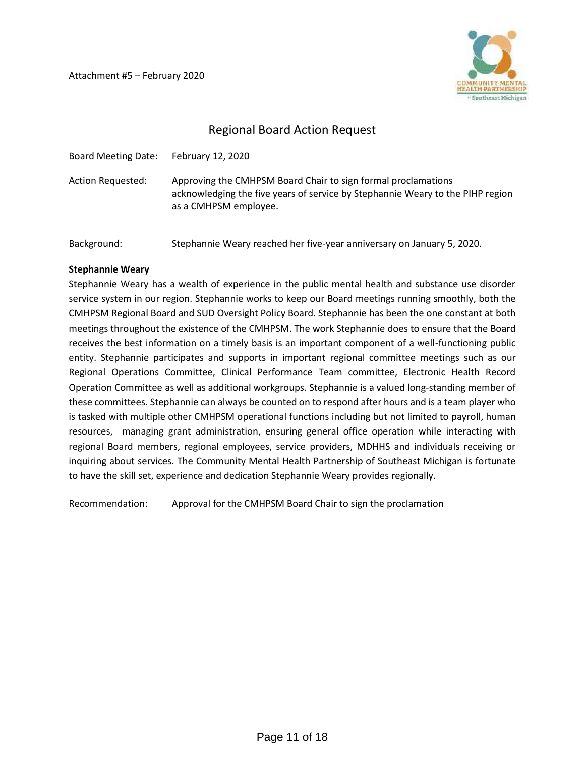Attachment #5 – February 2020

# Regional Board Action Request

Board Meeting Date: February 12, 2020

Action Requested: Approving the CMHPSM Board Chair to sign formal proclamations acknowledging the five years of service by Stephannie Weary to the PIHP region as a CMHPSM employee.

Background: Stephannie Weary reached her five-year anniversary on January 5, 2020.

**Stephannie Weary**

Stephannie Weary has a wealth of experience in the public mental health and substance use disorder service system in our region. Stephannie works to keep our Board meetings running smoothly, both the CMHPSM Regional Board and SUD Oversight Policy Board. Stephannie has been the one constant at both meetings throughout the existence of the CMHPSM. The work Stephannie does to ensure that the Board receives the best information on a timely basis is an important component of a well-functioning public entity. Stephannie participates and supports in important regional committee meetings such as our Regional Operations Committee, Clinical Performance Team committee, Electronic Health Record Operation Committee as well as additional workgroups. Stephannie is a valued long-standing member of these committees. Stephannie can always be counted on to respond after hours and is a team player who is tasked with multiple other CMHPSM operational functions including but not limited to payroll, human resources, managing grant administration, ensuring general office operation while interacting with regional Board members, regional employees, service providers, MDHHS and individuals receiving or inquiring about services. The Community Mental Health Partnership of Southeast Michigan is fortunate to have the skill set, experience and dedication Stephannie Weary provides regionally.

Recommendation: Approval for the CMHPSM Board Chair to sign the proclamation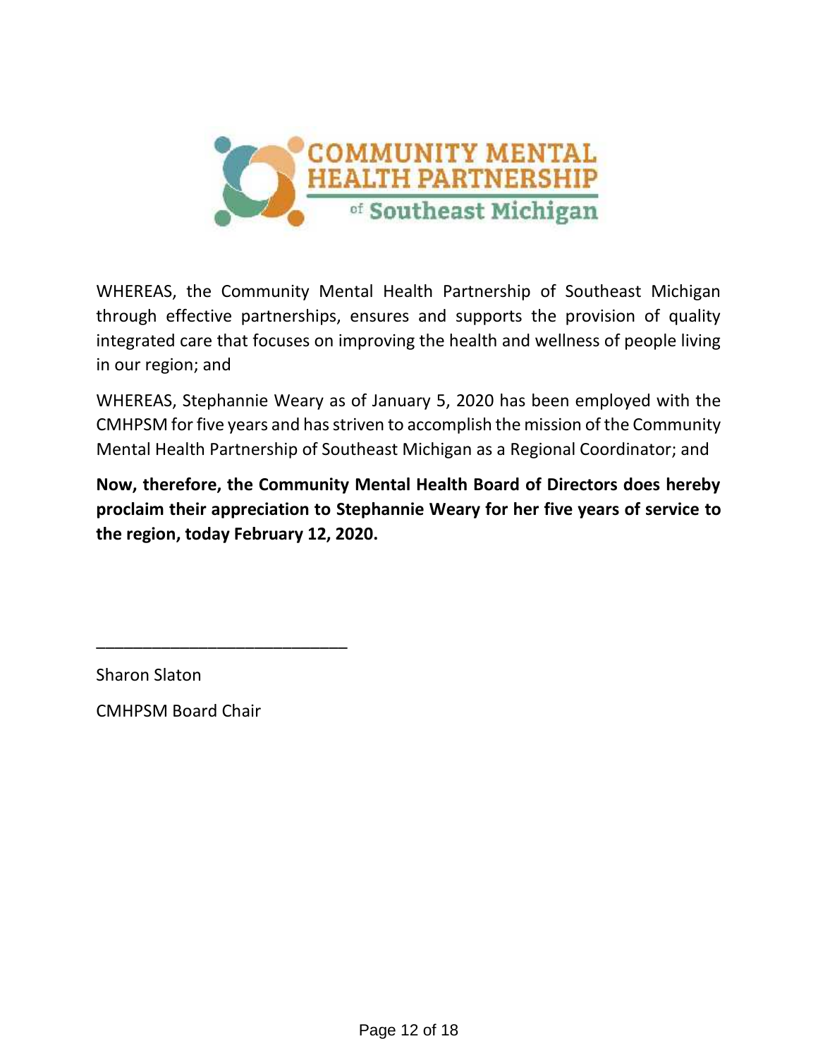COMMUNITY MENTAL HEALTH PARTNERSHIP of Southeast Michigan

WHEREAS, the Community Mental Health Partnership of Southeast Michigan through effective partnerships, ensures and supports the provision of quality integrated care that focuses on improving the health and wellness of people living in our region; and

WHEREAS, Stephannie Weary as of January 5, 2020 has been employed with the CMHPSM for five years and has striven to accomplish the mission of the Community Mental Health Partnership of Southeast Michigan as a Regional Coordinator; and

**Now, therefore, the Community Mental Health Board of Directors does hereby proclaim their appreciation to Stephannie Weary for her five years of service to the region, today February 12, 2020.**

___________________________

Sharon Slaton

CMHPSM Board Chair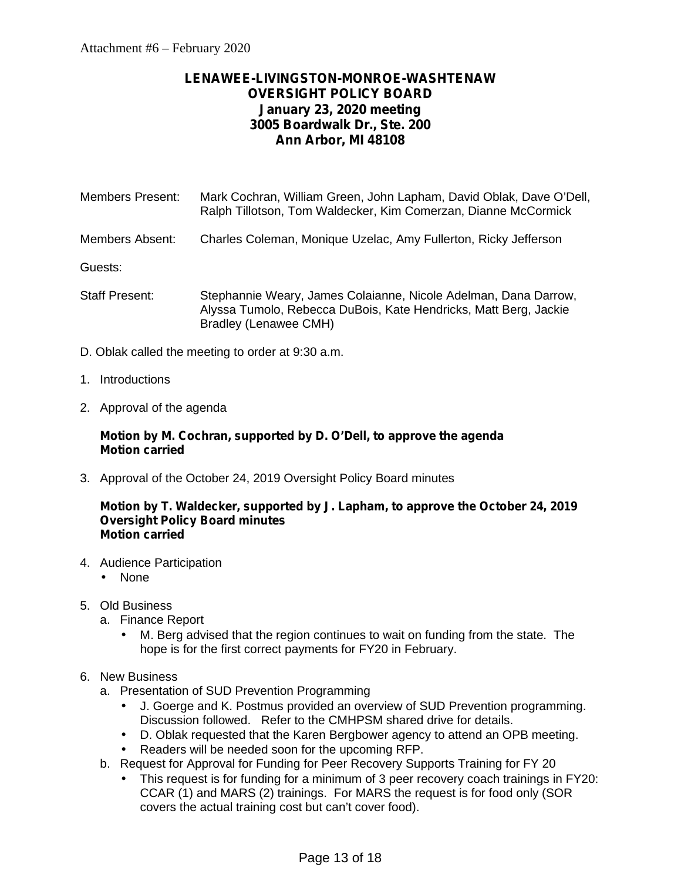Attachment #6 – February 2020

**LENAWEE-LIVINGSTON-MONROE-WASHTENAW**
**OVERSIGHT POLICY BOARD**
**January 23, 2020 meeting**
**3005 Boardwalk Dr., Ste. 200**
**Ann Arbor, MI 48108**

Members Present: Mark Cochran, William Green, John Lapham, David Oblak, Dave O'Dell, Ralph Tillotson, Tom Waldecker, Kim Comerzan, Dianne McCormick

Members Absent: Charles Coleman, Monique Uzelac, Amy Fullerton, Ricky Jefferson

Guests:

Staff Present: Stephannie Weary, James Colaianne, Nicole Adelman, Dana Darrow, Alyssa Tumolo, Rebecca DuBois, Kate Hendricks, Matt Berg, Jackie Bradley (Lenawee CMH)

D. Oblak called the meeting to order at 9:30 a.m.

1. Introductions

2. Approval of the agenda

   **Motion by M. Cochran, supported by D. O'Dell, to approve the agenda**
   **Motion carried**

3. Approval of the October 24, 2019 Oversight Policy Board minutes

   **Motion by T. Waldecker, supported by J. Lapham, to approve the October 24, 2019 Oversight Policy Board minutes**
   **Motion carried**

4. Audience Participation
   - None

5. Old Business
   a. Finance Report
      - M. Berg advised that the region continues to wait on funding from the state. The hope is for the first correct payments for FY20 in February.

6. New Business
   a. Presentation of SUD Prevention Programming
      - J. Goerge and K. Postmus provided an overview of SUD Prevention programming. Discussion followed. Refer to the CMHPSM shared drive for details.
      - D. Oblak requested that the Karen Bergbower agency to attend an OPB meeting.
      - Readers will be needed soon for the upcoming RFP.
   
   b. Request for Approval for Funding for Peer Recovery Supports Training for FY 20
      - This request is for funding for a minimum of 3 peer recovery coach trainings in FY20: CCAR (1) and MARS (2) trainings. For MARS the request is for food only (SOR covers the actual training cost but can't cover food).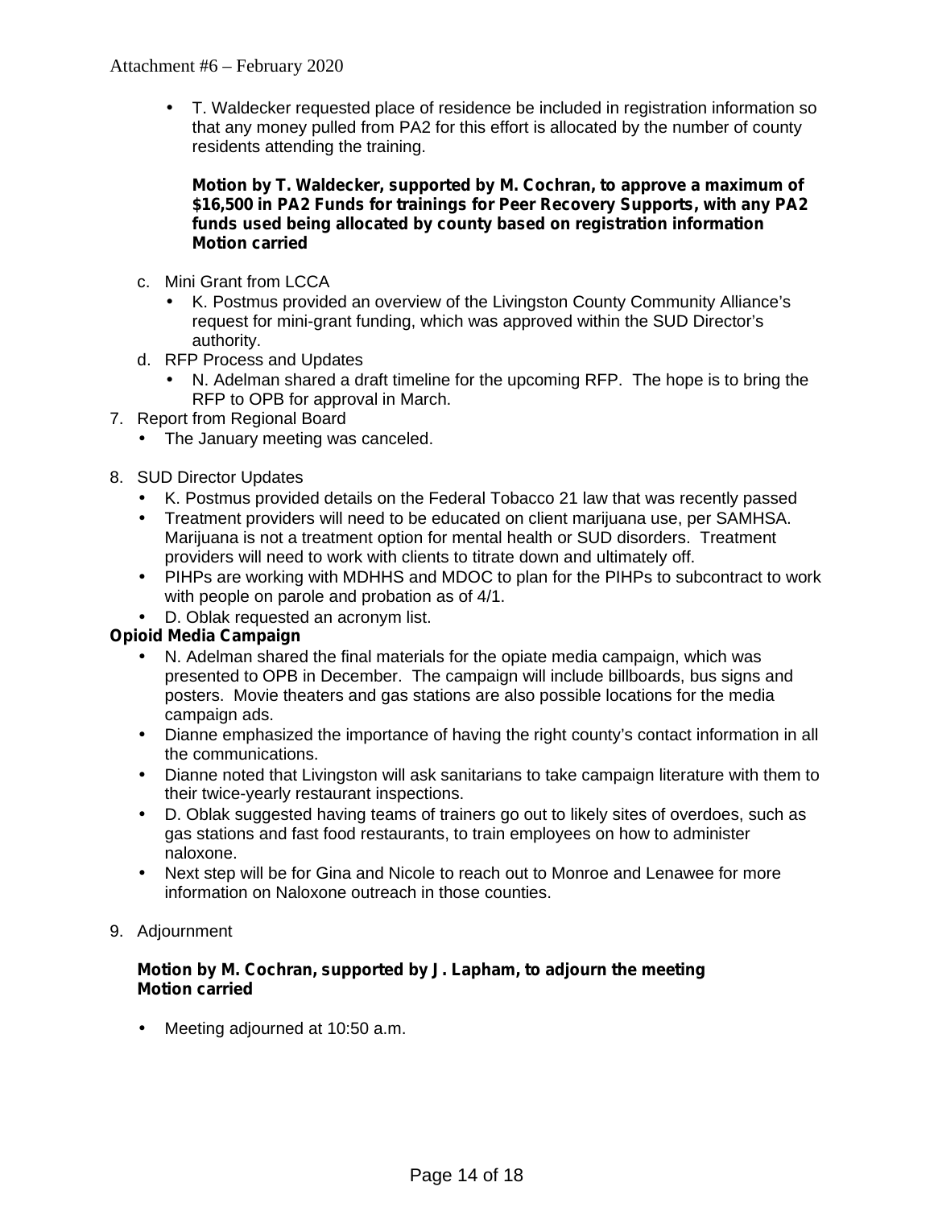- T. Waldecker requested place of residence be included in registration information so that any money pulled from PA2 for this effort is allocated by the number of county residents attending the training.

  **Motion by T. Waldecker, supported by M. Cochran, to approve a maximum of $16,500 in PA2 Funds for trainings for Peer Recovery Supports, with any PA2 funds used being allocated by county based on registration information**
  **Motion carried**

c. Mini Grant from LCCA
   - K. Postmus provided an overview of the Livingston County Community Alliance's request for mini-grant funding, which was approved within the SUD Director's authority.

d. RFP Process and Updates
   - N. Adelman shared a draft timeline for the upcoming RFP. The hope is to bring the RFP to OPB for approval in March.

7. Report from Regional Board
   - The January meeting was canceled.

8. SUD Director Updates
   - K. Postmus provided details on the Federal Tobacco 21 law that was recently passed
   - Treatment providers will need to be educated on client marijuana use, per SAMHSA. Marijuana is not a treatment option for mental health or SUD disorders. Treatment providers will need to work with clients to titrate down and ultimately off.
   - PIHPs are working with MDHHS and MDOC to plan for the PIHPs to subcontract to work with people on parole and probation as of 4/1.
   - D. Oblak requested an acronym list.

**Opioid Media Campaign**
   - N. Adelman shared the final materials for the opiate media campaign, which was presented to OPB in December. The campaign will include billboards, bus signs and posters. Movie theaters and gas stations are also possible locations for the media campaign ads.
   - Dianne emphasized the importance of having the right county's contact information in all the communications.
   - Dianne noted that Livingston will ask sanitarians to take campaign literature with them to their twice-yearly restaurant inspections.
   - D. Oblak suggested having teams of trainers go out to likely sites of overdoes, such as gas stations and fast food restaurants, to train employees on how to administer naloxone.
   - Next step will be for Gina and Nicole to reach out to Monroe and Lenawee for more information on Naloxone outreach in those counties.

9. Adjournment

   **Motion by M. Cochran, supported by J. Lapham, to adjourn the meeting**
   **Motion carried**

   - Meeting adjourned at 10:50 a.m.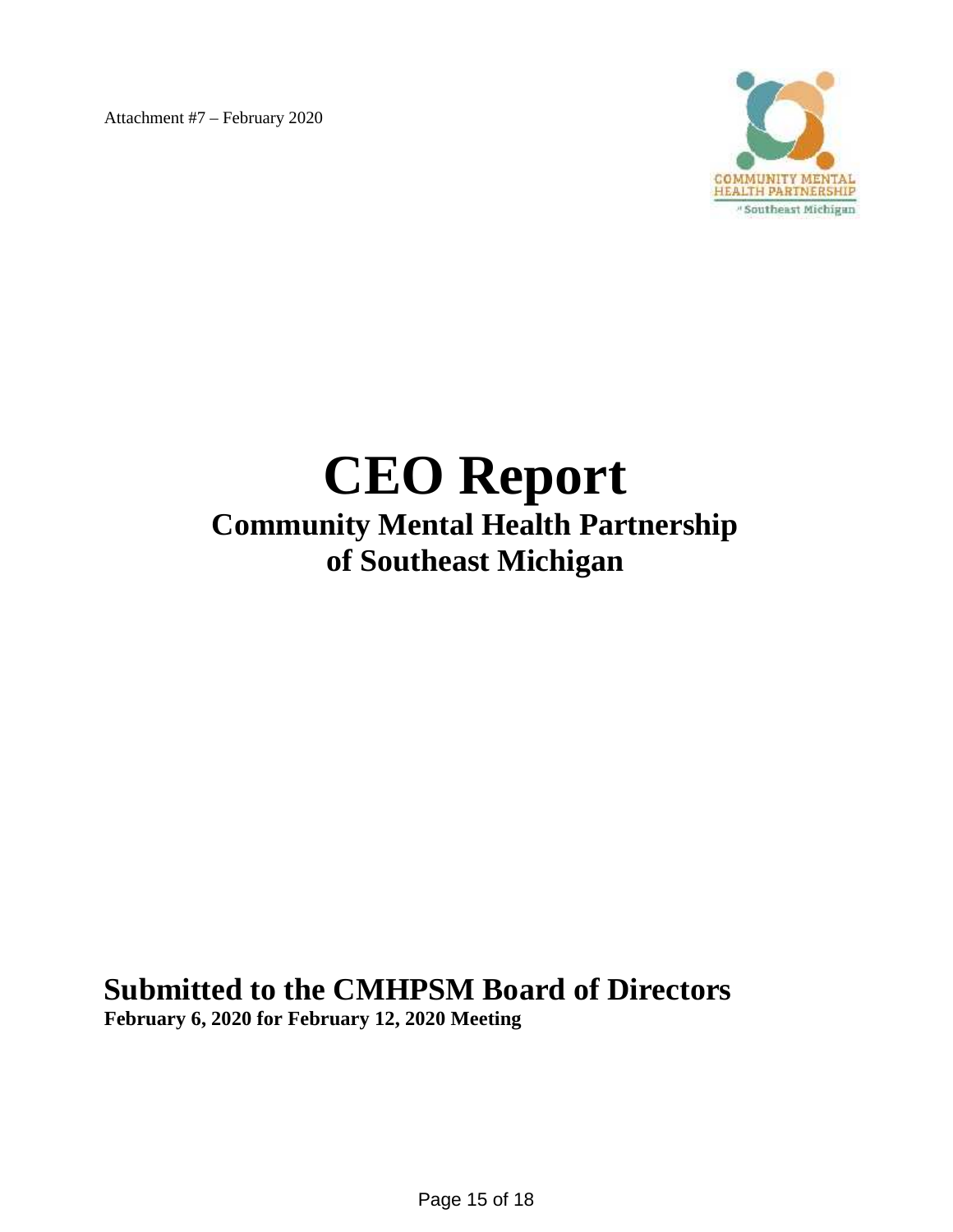Attachment #7 – February 2020

COMMUNITY MENTAL HEALTH PARTNERSHIP of Southeast Michigan

# CEO Report

## Community Mental Health Partnership of Southeast Michigan

## Submitted to the CMHPSM Board of Directors

**February 6, 2020 for February 12, 2020 Meeting**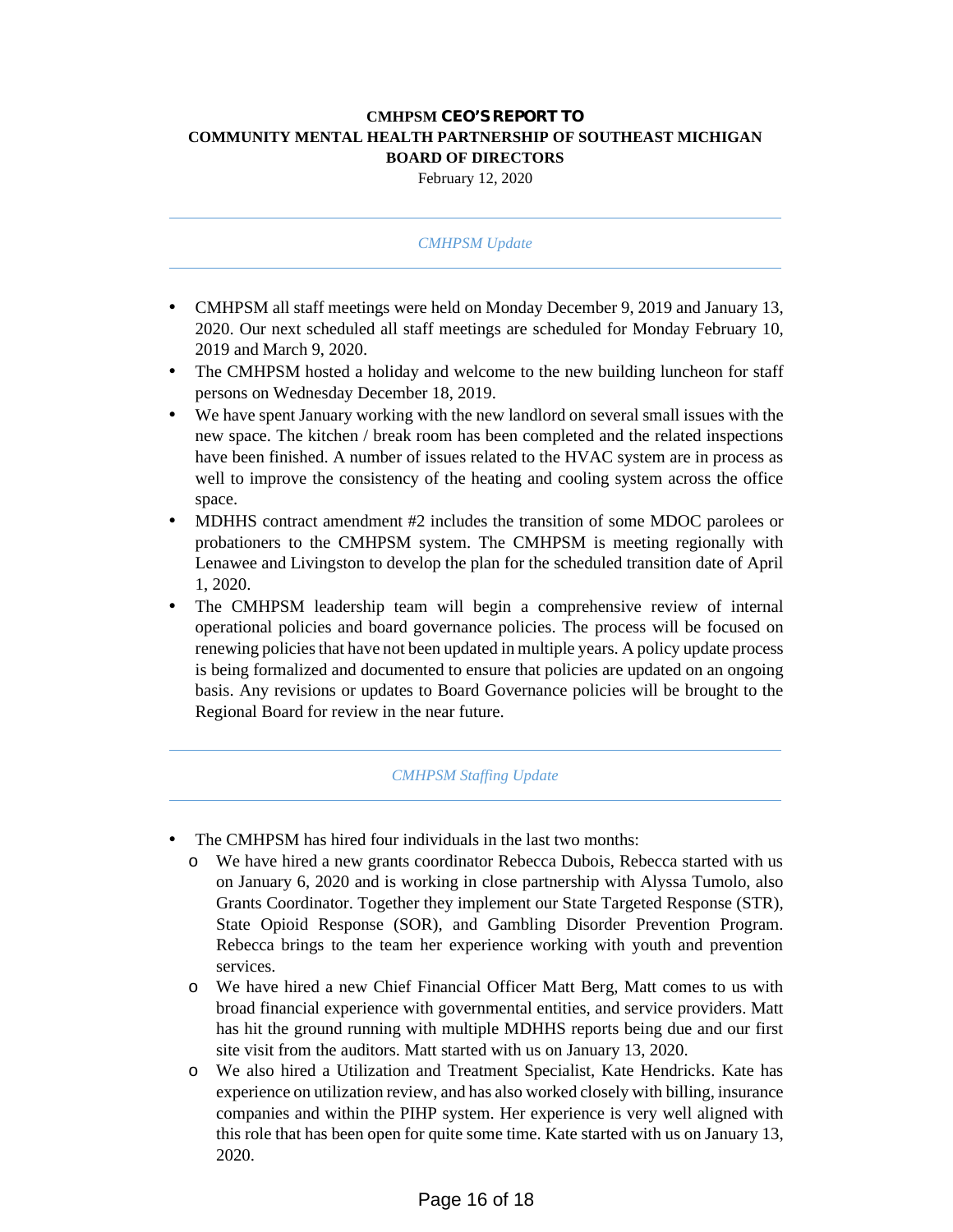**CMHPSM CEO'S REPORT TO**
**COMMUNITY MENTAL HEALTH PARTNERSHIP OF SOUTHEAST MICHIGAN**
**BOARD OF DIRECTORS**

February 12, 2020

---

*CMHPSM Update*

---

- CMHPSM all staff meetings were held on Monday December 9, 2019 and January 13, 2020. Our next scheduled all staff meetings are scheduled for Monday February 10, 2019 and March 9, 2020.
- The CMHPSM hosted a holiday and welcome to the new building luncheon for staff persons on Wednesday December 18, 2019.
- We have spent January working with the new landlord on several small issues with the new space. The kitchen / break room has been completed and the related inspections have been finished. A number of issues related to the HVAC system are in process as well to improve the consistency of the heating and cooling system across the office space.
- MDHHS contract amendment #2 includes the transition of some MDOC parolees or probationers to the CMHPSM system. The CMHPSM is meeting regionally with Lenawee and Livingston to develop the plan for the scheduled transition date of April 1, 2020.
- The CMHPSM leadership team will begin a comprehensive review of internal operational policies and board governance policies. The process will be focused on renewing policies that have not been updated in multiple years. A policy update process is being formalized and documented to ensure that policies are updated on an ongoing basis. Any revisions or updates to Board Governance policies will be brought to the Regional Board for review in the near future.

---

*CMHPSM Staffing Update*

---

- The CMHPSM has hired four individuals in the last two months:
  - We have hired a new grants coordinator Rebecca Dubois, Rebecca started with us on January 6, 2020 and is working in close partnership with Alyssa Tumolo, also Grants Coordinator. Together they implement our State Targeted Response (STR), State Opioid Response (SOR), and Gambling Disorder Prevention Program. Rebecca brings to the team her experience working with youth and prevention services.
  - We have hired a new Chief Financial Officer Matt Berg, Matt comes to us with broad financial experience with governmental entities, and service providers. Matt has hit the ground running with multiple MDHHS reports being due and our first site visit from the auditors. Matt started with us on January 13, 2020.
  - We also hired a Utilization and Treatment Specialist, Kate Hendricks. Kate has experience on utilization review, and has also worked closely with billing, insurance companies and within the PIHP system. Her experience is very well aligned with this role that has been open for quite some time. Kate started with us on January 13, 2020.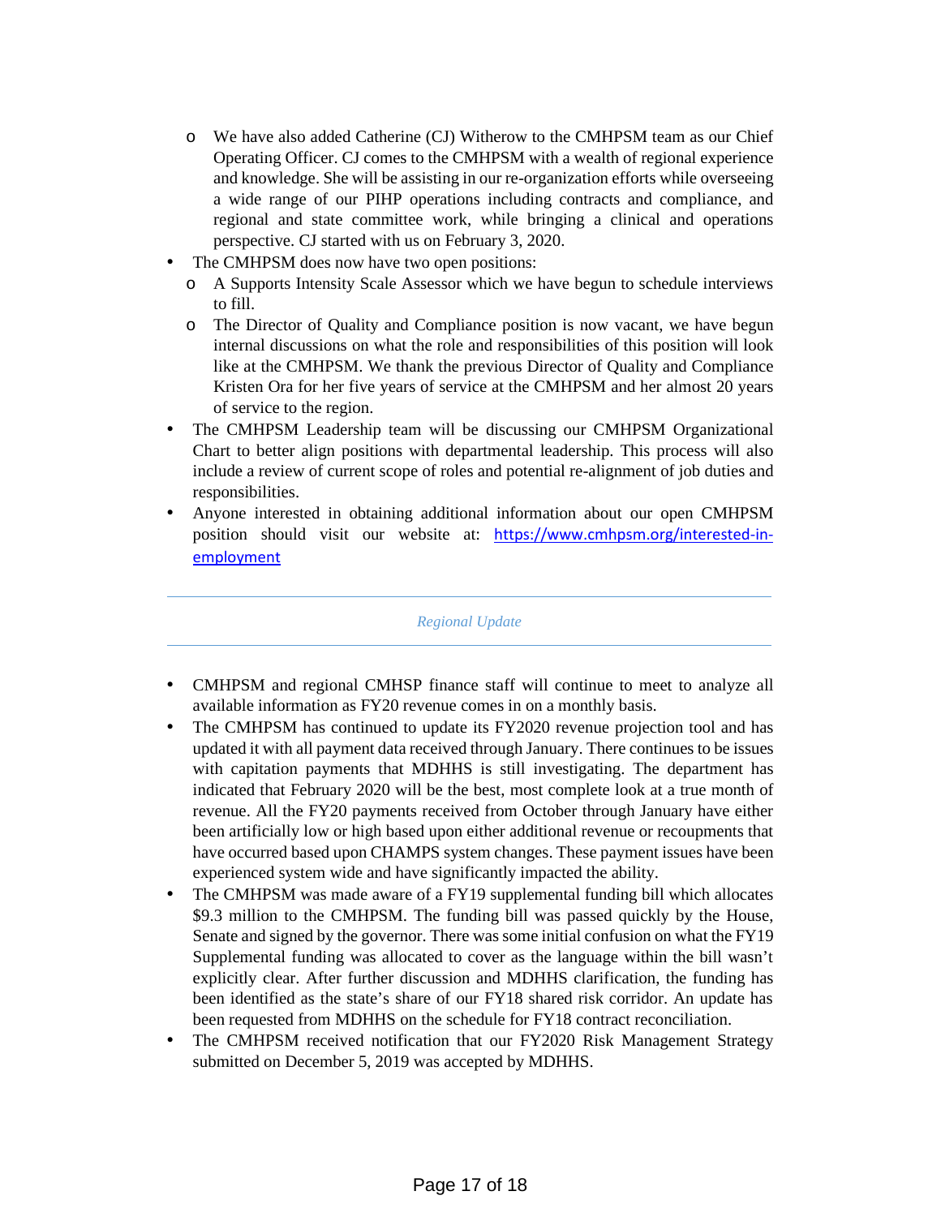- We have also added Catherine (CJ) Witherow to the CMHPSM team as our Chief Operating Officer. CJ comes to the CMHPSM with a wealth of regional experience and knowledge. She will be assisting in our re-organization efforts while overseeing a wide range of our PIHP operations including contracts and compliance, and regional and state committee work, while bringing a clinical and operations perspective. CJ started with us on February 3, 2020.
- The CMHPSM does now have two open positions:
    - A Supports Intensity Scale Assessor which we have begun to schedule interviews to fill.
    - The Director of Quality and Compliance position is now vacant, we have begun internal discussions on what the role and responsibilities of this position will look like at the CMHPSM. We thank the previous Director of Quality and Compliance Kristen Ora for her five years of service at the CMHPSM and her almost 20 years of service to the region.
- The CMHPSM Leadership team will be discussing our CMHPSM Organizational Chart to better align positions with departmental leadership. This process will also include a review of current scope of roles and potential re-alignment of job duties and responsibilities.
- Anyone interested in obtaining additional information about our open CMHPSM position should visit our website at: [https://www.cmhpsm.org/interested-in-employment](https://www.cmhpsm.org/interested-in-employment)

---

*Regional Update*

---

- CMHPSM and regional CMHSP finance staff will continue to meet to analyze all available information as FY20 revenue comes in on a monthly basis.
- The CMHPSM has continued to update its FY2020 revenue projection tool and has updated it with all payment data received through January. There continues to be issues with capitation payments that MDHHS is still investigating. The department has indicated that February 2020 will be the best, most complete look at a true month of revenue. All the FY20 payments received from October through January have either been artificially low or high based upon either additional revenue or recoupments that have occurred based upon CHAMPS system changes. These payment issues have been experienced system wide and have significantly impacted the ability.
- The CMHPSM was made aware of a FY19 supplemental funding bill which allocates $9.3 million to the CMHPSM. The funding bill was passed quickly by the House, Senate and signed by the governor. There was some initial confusion on what the FY19 Supplemental funding was allocated to cover as the language within the bill wasn't explicitly clear. After further discussion and MDHHS clarification, the funding has been identified as the state's share of our FY18 shared risk corridor. An update has been requested from MDHHS on the schedule for FY18 contract reconciliation.
- The CMHPSM received notification that our FY2020 Risk Management Strategy submitted on December 5, 2019 was accepted by MDHHS.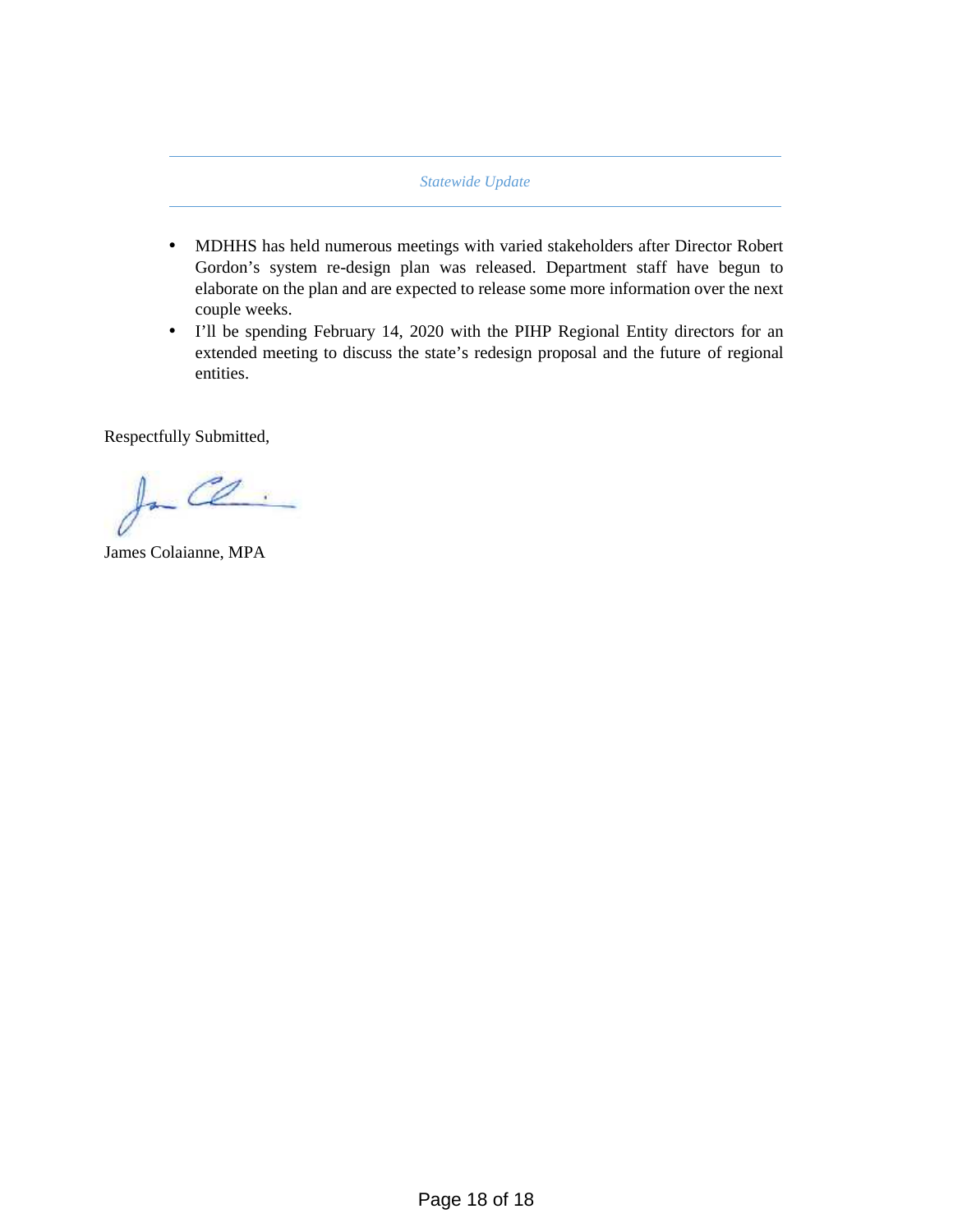*Statewide Update*

- MDHHS has held numerous meetings with varied stakeholders after Director Robert Gordon's system re-design plan was released. Department staff have begun to elaborate on the plan and are expected to release some more information over the next couple weeks.
- I'll be spending February 14, 2020 with the PIHP Regional Entity directors for an extended meeting to discuss the state's redesign proposal and the future of regional entities.

Respectfully Submitted,

James Colaianne, MPA